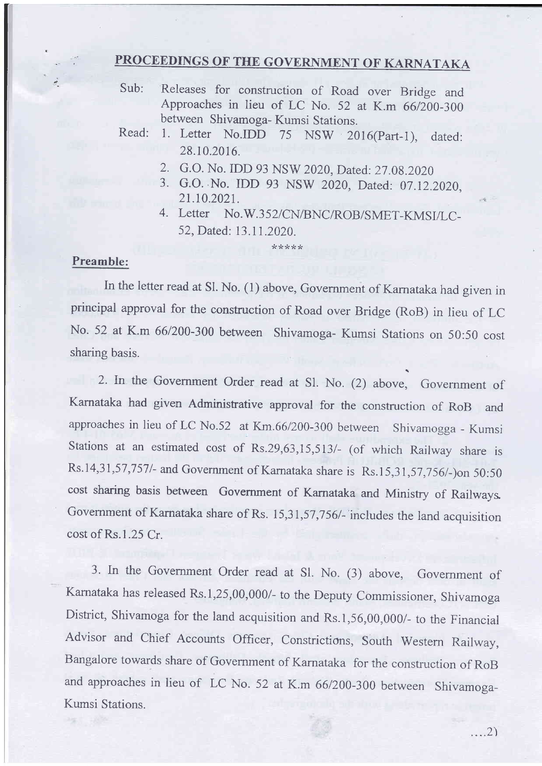## PROCEEDINGS OF THE GOVERNMENT OF KARNATAKA

Sub: Releases for construction of Road over Bridge and Approaches in lieu of LC No. 52 at K.m 66/200-300 between Shivamoga- Kumsi Stations.

Read:
1. Letter No.IDD 75 NSW 2016(Part-1), dated: 28.10.2016.
2. G.O. No. IDD 93 NSW 2020, Dated: 27.08.2020
3. G.O. No. IDD 93 NSW 2020, Dated: 07.12.2020, 21.10.2021.
4. Letter No.W.352/CN/BNC/ROB/SMET-KMSI/LC-52, Dated: 13.11.2020.

\*\*\*\*\*

**Preamble:**

In the letter read at Sl. No. (1) above, Government of Karnataka had given in principal approval for the construction of Road over Bridge (RoB) in lieu of LC No. 52 at K.m 66/200-300 between Shivamoga- Kumsi Stations on 50:50 cost sharing basis.

2. In the Government Order read at Sl. No. (2) above, Government of Karnataka had given Administrative approval for the construction of RoB and approaches in lieu of LC No.52 at Km.66/200-300 between Shivamogga - Kumsi Stations at an estimated cost of Rs.29,63,15,513/- (of which Railway share is Rs.14,31,57,757/- and Government of Karnataka share is Rs.15,31,57,756/-)on 50:50 cost sharing basis between Government of Karnataka and Ministry of Railways. Government of Karnataka share of Rs. 15,31,57,756/- includes the land acquisition cost of Rs.1.25 Cr.

3. In the Government Order read at Sl. No. (3) above, Government of Karnataka has released Rs.1,25,00,000/- to the Deputy Commissioner, Shivamoga District, Shivamoga for the land acquisition and Rs.1,56,00,000/- to the Financial Advisor and Chief Accounts Officer, Constrictions, South Western Railway, Bangalore towards share of Government of Karnataka for the construction of RoB and approaches in lieu of LC No. 52 at K.m 66/200-300 between Shivamoga-Kumsi Stations.

....2)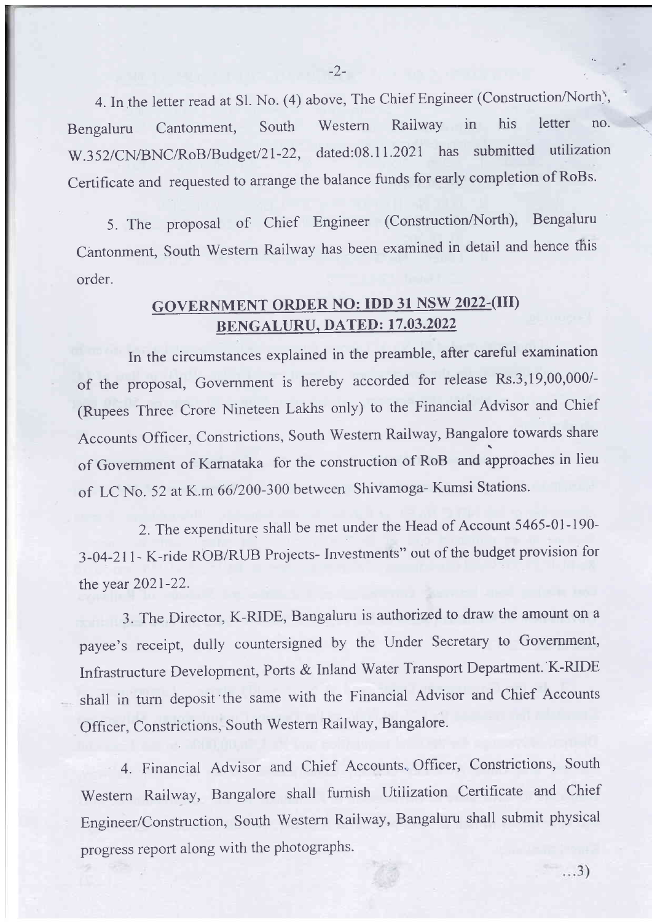4. In the letter read at Sl. No. (4) above, The Chief Engineer (Construction/North), Bengaluru Cantonment, South Western Railway in his letter no. W.352/CN/BNC/RoB/Budget/21-22, dated:08.11.2021 has submitted utilization Certificate and requested to arrange the balance funds for early completion of RoBs.

5. The proposal of Chief Engineer (Construction/North), Bengaluru Cantonment, South Western Railway has been examined in detail and hence this order.

## GOVERNMENT ORDER NO: IDD 31 NSW 2022-(III)
## BENGALURU, DATED: 17.03.2022

In the circumstances explained in the preamble, after careful examination of the proposal, Government is hereby accorded for release Rs.3,19,00,000/- (Rupees Three Crore Nineteen Lakhs only) to the Financial Advisor and Chief Accounts Officer, Constrictions, South Western Railway, Bangalore towards share of Government of Karnataka for the construction of RoB and approaches in lieu of LC No. 52 at K.m 66/200-300 between Shivamoga- Kumsi Stations.

2. The expenditure shall be met under the Head of Account 5465-01-190-3-04-211- K-ride ROB/RUB Projects- Investments" out of the budget provision for the year 2021-22.

3. The Director, K-RIDE, Bangaluru is authorized to draw the amount on a payee's receipt, dully countersigned by the Under Secretary to Government, Infrastructure Development, Ports & Inland Water Transport Department. K-RIDE shall in turn deposit the same with the Financial Advisor and Chief Accounts Officer, Constrictions, South Western Railway, Bangalore.

4. Financial Advisor and Chief Accounts Officer, Constrictions, South Western Railway, Bangalore shall furnish Utilization Certificate and Chief Engineer/Construction, South Western Railway, Bangaluru shall submit physical progress report along with the photographs.

...3)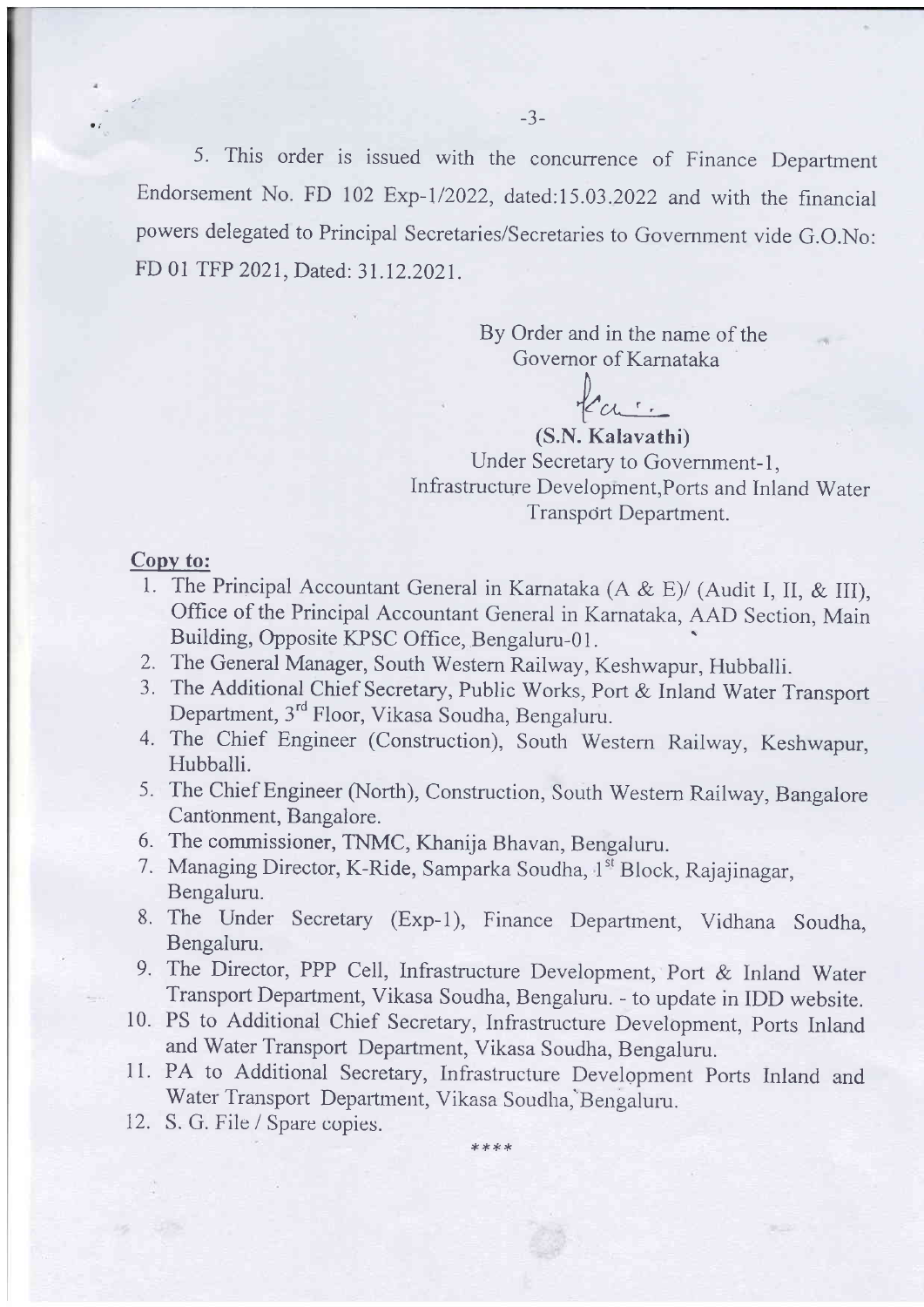5. This order is issued with the concurrence of Finance Department Endorsement No. FD 102 Exp-1/2022, dated:15.03.2022 and with the financial powers delegated to Principal Secretaries/Secretaries to Government vide G.O.No: FD 01 TFP 2021, Dated: 31.12.2021.

By Order and in the name of the
Governor of Karnataka

**(S.N. Kalavathi)**
Under Secretary to Government-1,
Infrastructure Development,Ports and Inland Water Transport Department.

**Copy to:**

1. The Principal Accountant General in Karnataka (A & E)/ (Audit I, II, & III), Office of the Principal Accountant General in Karnataka, AAD Section, Main Building, Opposite KPSC Office, Bengaluru-01.
2. The General Manager, South Western Railway, Keshwapur, Hubballi.
3. The Additional Chief Secretary, Public Works, Port & Inland Water Transport Department, 3rd Floor, Vikasa Soudha, Bengaluru.
4. The Chief Engineer (Construction), South Western Railway, Keshwapur, Hubballi.
5. The Chief Engineer (North), Construction, South Western Railway, Bangalore Cantonment, Bangalore.
6. The commissioner, TNMC, Khanija Bhavan, Bengaluru.
7. Managing Director, K-Ride, Samparka Soudha, 1st Block, Rajajinagar, Bengaluru.
8. The Under Secretary (Exp-1), Finance Department, Vidhana Soudha, Bengaluru.
9. The Director, PPP Cell, Infrastructure Development, Port & Inland Water Transport Department, Vikasa Soudha, Bengaluru. - to update in IDD website.
10. PS to Additional Chief Secretary, Infrastructure Development, Ports Inland and Water Transport Department, Vikasa Soudha, Bengaluru.
11. PA to Additional Secretary, Infrastructure Development Ports Inland and Water Transport Department, Vikasa Soudha, Bengaluru.
12. S. G. File / Spare copies.

****